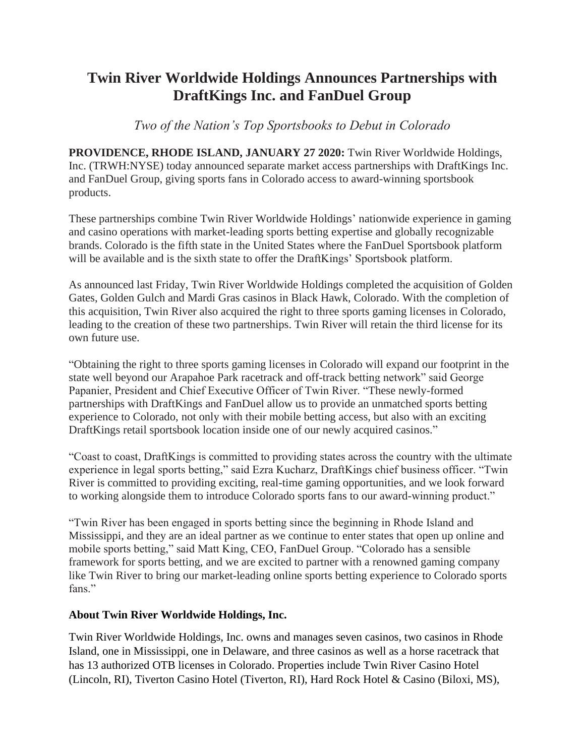# Twin River Worldwide Holdings Announces Partnerships with DraftKings Inc. and FanDuel Group

*Two of the Nation's Top Sportsbooks to Debut in Colorado*

**PROVIDENCE, RHODE ISLAND, JANUARY 27 2020:** Twin River Worldwide Holdings, Inc. (TRWH:NYSE) today announced separate market access partnerships with DraftKings Inc. and FanDuel Group, giving sports fans in Colorado access to award-winning sportsbook products.

These partnerships combine Twin River Worldwide Holdings' nationwide experience in gaming and casino operations with market-leading sports betting expertise and globally recognizable brands. Colorado is the fifth state in the United States where the FanDuel Sportsbook platform will be available and is the sixth state to offer the DraftKings' Sportsbook platform.

As announced last Friday, Twin River Worldwide Holdings completed the acquisition of Golden Gates, Golden Gulch and Mardi Gras casinos in Black Hawk, Colorado. With the completion of this acquisition, Twin River also acquired the right to three sports gaming licenses in Colorado, leading to the creation of these two partnerships. Twin River will retain the third license for its own future use.

"Obtaining the right to three sports gaming licenses in Colorado will expand our footprint in the state well beyond our Arapahoe Park racetrack and off-track betting network" said George Papanier, President and Chief Executive Officer of Twin River. "These newly-formed partnerships with DraftKings and FanDuel allow us to provide an unmatched sports betting experience to Colorado, not only with their mobile betting access, but also with an exciting DraftKings retail sportsbook location inside one of our newly acquired casinos."

"Coast to coast, DraftKings is committed to providing states across the country with the ultimate experience in legal sports betting," said Ezra Kucharz, DraftKings chief business officer. "Twin River is committed to providing exciting, real-time gaming opportunities, and we look forward to working alongside them to introduce Colorado sports fans to our award-winning product."

"Twin River has been engaged in sports betting since the beginning in Rhode Island and Mississippi, and they are an ideal partner as we continue to enter states that open up online and mobile sports betting," said Matt King, CEO, FanDuel Group. "Colorado has a sensible framework for sports betting, and we are excited to partner with a renowned gaming company like Twin River to bring our market-leading online sports betting experience to Colorado sports fans."

**About Twin River Worldwide Holdings, Inc.**

Twin River Worldwide Holdings, Inc. owns and manages seven casinos, two casinos in Rhode Island, one in Mississippi, one in Delaware, and three casinos as well as a horse racetrack that has 13 authorized OTB licenses in Colorado. Properties include Twin River Casino Hotel (Lincoln, RI), Tiverton Casino Hotel (Tiverton, RI), Hard Rock Hotel & Casino (Biloxi, MS),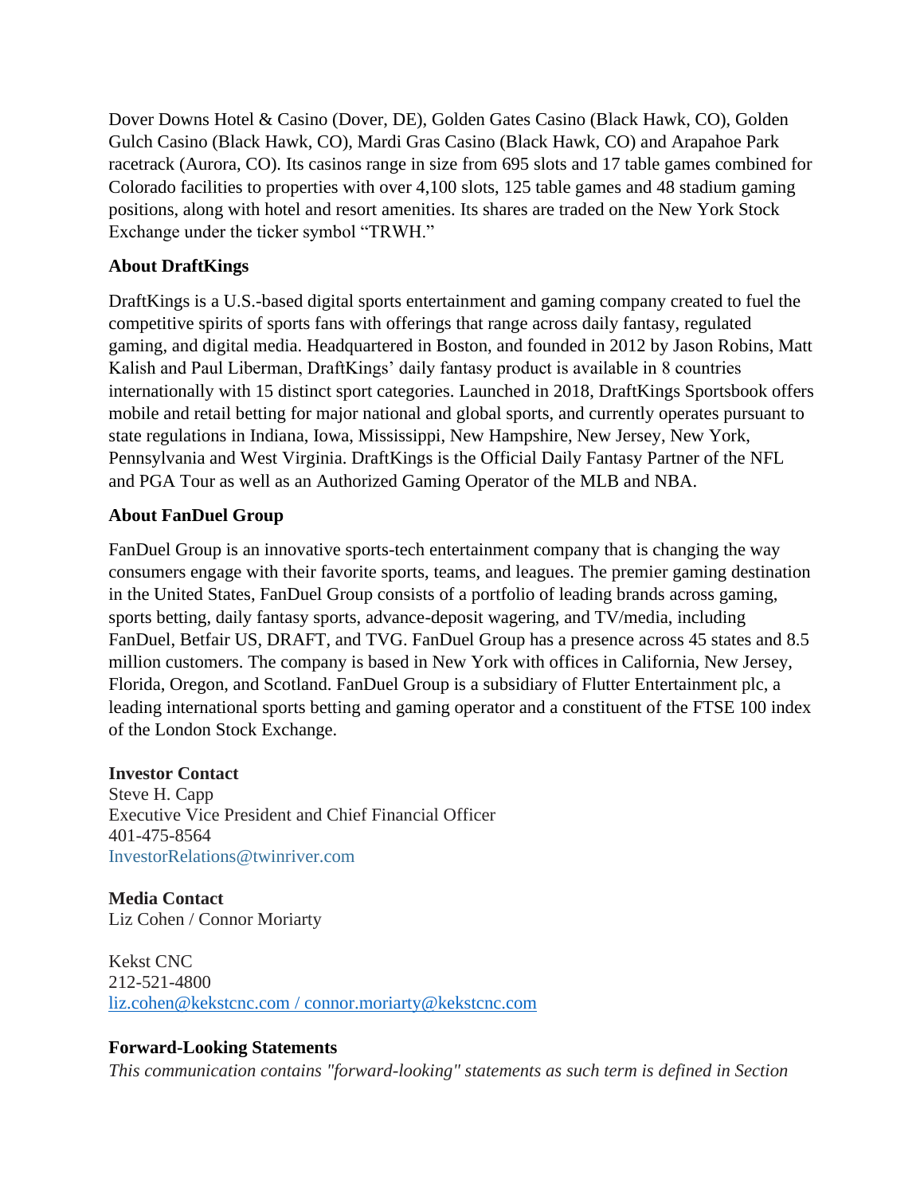Dover Downs Hotel & Casino (Dover, DE), Golden Gates Casino (Black Hawk, CO), Golden Gulch Casino (Black Hawk, CO), Mardi Gras Casino (Black Hawk, CO) and Arapahoe Park racetrack (Aurora, CO). Its casinos range in size from 695 slots and 17 table games combined for Colorado facilities to properties with over 4,100 slots, 125 table games and 48 stadium gaming positions, along with hotel and resort amenities. Its shares are traded on the New York Stock Exchange under the ticker symbol "TRWH."

**About DraftKings**

DraftKings is a U.S.-based digital sports entertainment and gaming company created to fuel the competitive spirits of sports fans with offerings that range across daily fantasy, regulated gaming, and digital media. Headquartered in Boston, and founded in 2012 by Jason Robins, Matt Kalish and Paul Liberman, DraftKings' daily fantasy product is available in 8 countries internationally with 15 distinct sport categories. Launched in 2018, DraftKings Sportsbook offers mobile and retail betting for major national and global sports, and currently operates pursuant to state regulations in Indiana, Iowa, Mississippi, New Hampshire, New Jersey, New York, Pennsylvania and West Virginia. DraftKings is the Official Daily Fantasy Partner of the NFL and PGA Tour as well as an Authorized Gaming Operator of the MLB and NBA.

**About FanDuel Group**

FanDuel Group is an innovative sports-tech entertainment company that is changing the way consumers engage with their favorite sports, teams, and leagues. The premier gaming destination in the United States, FanDuel Group consists of a portfolio of leading brands across gaming, sports betting, daily fantasy sports, advance-deposit wagering, and TV/media, including FanDuel, Betfair US, DRAFT, and TVG. FanDuel Group has a presence across 45 states and 8.5 million customers. The company is based in New York with offices in California, New Jersey, Florida, Oregon, and Scotland. FanDuel Group is a subsidiary of Flutter Entertainment plc, a leading international sports betting and gaming operator and a constituent of the FTSE 100 index of the London Stock Exchange.

**Investor Contact**
Steve H. Capp
Executive Vice President and Chief Financial Officer
401-475-8564
InvestorRelations@twinriver.com

**Media Contact**
Liz Cohen / Connor Moriarty

Kekst CNC
212-521-4800
liz.cohen@kekstcnc.com / connor.moriarty@kekstcnc.com

**Forward-Looking Statements**

*This communication contains "forward-looking" statements as such term is defined in Section*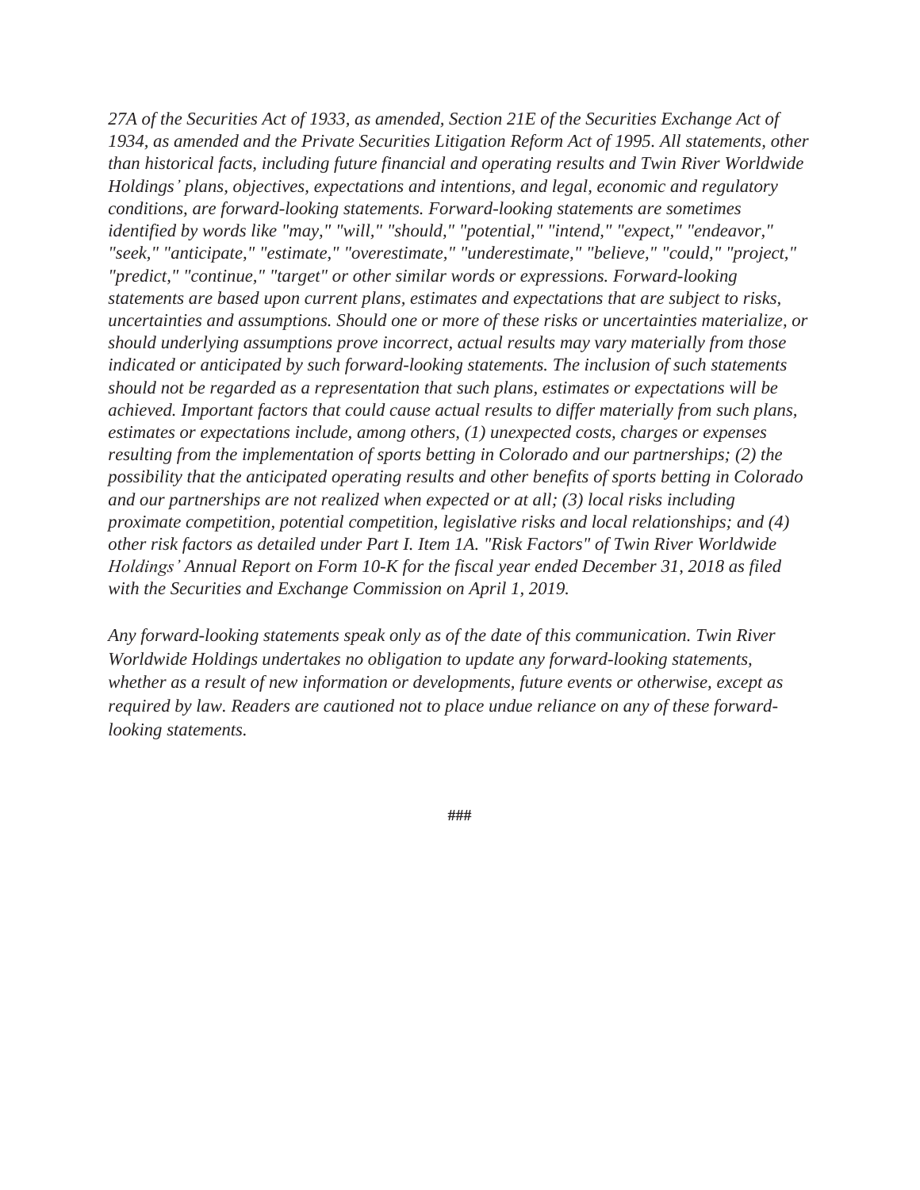*27A of the Securities Act of 1933, as amended, Section 21E of the Securities Exchange Act of 1934, as amended and the Private Securities Litigation Reform Act of 1995. All statements, other than historical facts, including future financial and operating results and Twin River Worldwide Holdings' plans, objectives, expectations and intentions, and legal, economic and regulatory conditions, are forward-looking statements. Forward-looking statements are sometimes identified by words like "may," "will," "should," "potential," "intend," "expect," "endeavor," "seek," "anticipate," "estimate," "overestimate," "underestimate," "believe," "could," "project," "predict," "continue," "target" or other similar words or expressions. Forward-looking statements are based upon current plans, estimates and expectations that are subject to risks, uncertainties and assumptions. Should one or more of these risks or uncertainties materialize, or should underlying assumptions prove incorrect, actual results may vary materially from those indicated or anticipated by such forward-looking statements. The inclusion of such statements should not be regarded as a representation that such plans, estimates or expectations will be achieved. Important factors that could cause actual results to differ materially from such plans, estimates or expectations include, among others, (1) unexpected costs, charges or expenses resulting from the implementation of sports betting in Colorado and our partnerships; (2) the possibility that the anticipated operating results and other benefits of sports betting in Colorado and our partnerships are not realized when expected or at all; (3) local risks including proximate competition, potential competition, legislative risks and local relationships; and (4) other risk factors as detailed under Part I. Item 1A. "Risk Factors" of Twin River Worldwide Holdings' Annual Report on Form 10-K for the fiscal year ended December 31, 2018 as filed with the Securities and Exchange Commission on April 1, 2019.*

*Any forward-looking statements speak only as of the date of this communication. Twin River Worldwide Holdings undertakes no obligation to update any forward-looking statements, whether as a result of new information or developments, future events or otherwise, except as required by law. Readers are cautioned not to place undue reliance on any of these forward-looking statements.*

###